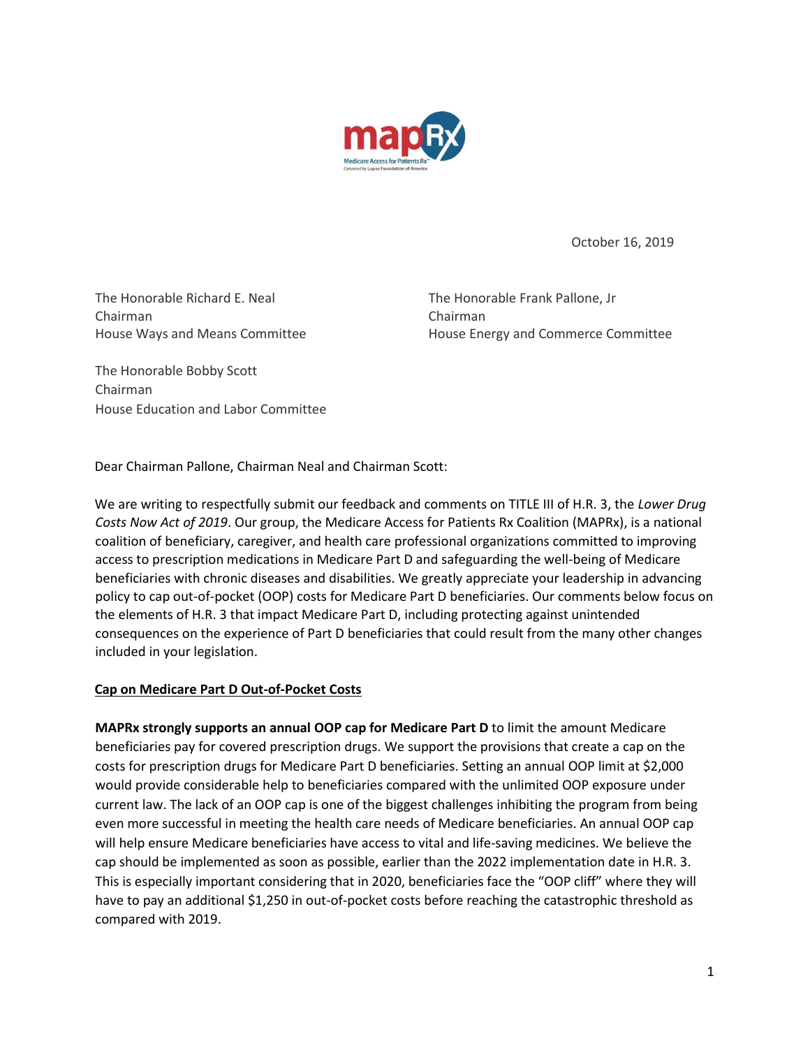mapRx

Medicare Access for Patients Rx™

Convened by Lupus Foundation of America

October 16, 2019

The Honorable Richard E. Neal
Chairman
House Ways and Means Committee

The Honorable Frank Pallone, Jr
Chairman
House Energy and Commerce Committee

The Honorable Bobby Scott
Chairman
House Education and Labor Committee

Dear Chairman Pallone, Chairman Neal and Chairman Scott:

We are writing to respectfully submit our feedback and comments on TITLE III of H.R. 3, the *Lower Drug Costs Now Act of 2019*. Our group, the Medicare Access for Patients Rx Coalition (MAPRx), is a national coalition of beneficiary, caregiver, and health care professional organizations committed to improving access to prescription medications in Medicare Part D and safeguarding the well-being of Medicare beneficiaries with chronic diseases and disabilities. We greatly appreciate your leadership in advancing policy to cap out-of-pocket (OOP) costs for Medicare Part D beneficiaries. Our comments below focus on the elements of H.R. 3 that impact Medicare Part D, including protecting against unintended consequences on the experience of Part D beneficiaries that could result from the many other changes included in your legislation.

## Cap on Medicare Part D Out-of-Pocket Costs

**MAPRx strongly supports an annual OOP cap for Medicare Part D** to limit the amount Medicare beneficiaries pay for covered prescription drugs. We support the provisions that create a cap on the costs for prescription drugs for Medicare Part D beneficiaries. Setting an annual OOP limit at $2,000 would provide considerable help to beneficiaries compared with the unlimited OOP exposure under current law. The lack of an OOP cap is one of the biggest challenges inhibiting the program from being even more successful in meeting the health care needs of Medicare beneficiaries. An annual OOP cap will help ensure Medicare beneficiaries have access to vital and life-saving medicines. We believe the cap should be implemented as soon as possible, earlier than the 2022 implementation date in H.R. 3. This is especially important considering that in 2020, beneficiaries face the "OOP cliff" where they will have to pay an additional $1,250 in out-of-pocket costs before reaching the catastrophic threshold as compared with 2019.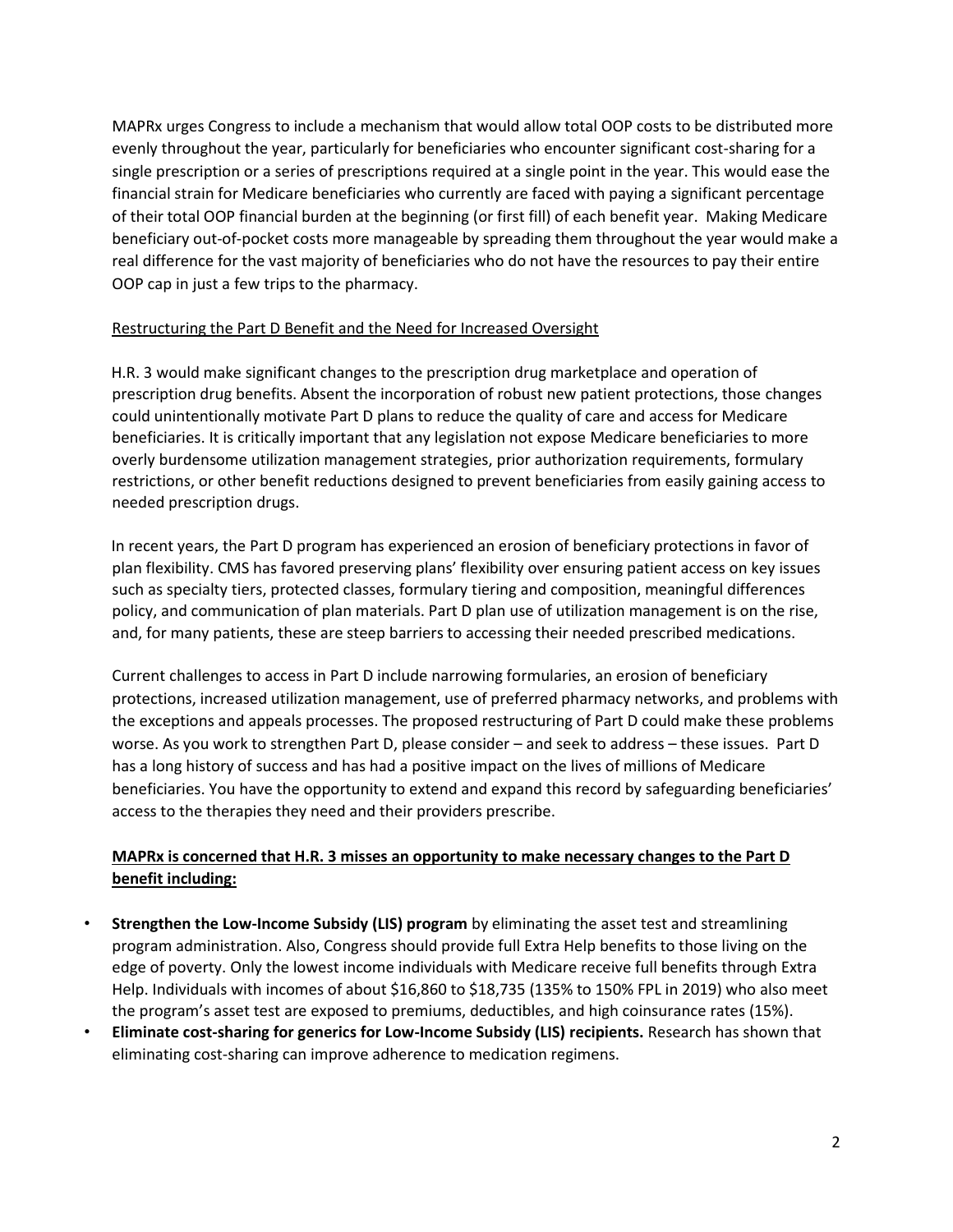MAPRx urges Congress to include a mechanism that would allow total OOP costs to be distributed more evenly throughout the year, particularly for beneficiaries who encounter significant cost-sharing for a single prescription or a series of prescriptions required at a single point in the year. This would ease the financial strain for Medicare beneficiaries who currently are faced with paying a significant percentage of their total OOP financial burden at the beginning (or first fill) of each benefit year. Making Medicare beneficiary out-of-pocket costs more manageable by spreading them throughout the year would make a real difference for the vast majority of beneficiaries who do not have the resources to pay their entire OOP cap in just a few trips to the pharmacy.

Restructuring the Part D Benefit and the Need for Increased Oversight

H.R. 3 would make significant changes to the prescription drug marketplace and operation of prescription drug benefits. Absent the incorporation of robust new patient protections, those changes could unintentionally motivate Part D plans to reduce the quality of care and access for Medicare beneficiaries. It is critically important that any legislation not expose Medicare beneficiaries to more overly burdensome utilization management strategies, prior authorization requirements, formulary restrictions, or other benefit reductions designed to prevent beneficiaries from easily gaining access to needed prescription drugs.

In recent years, the Part D program has experienced an erosion of beneficiary protections in favor of plan flexibility. CMS has favored preserving plans' flexibility over ensuring patient access on key issues such as specialty tiers, protected classes, formulary tiering and composition, meaningful differences policy, and communication of plan materials. Part D plan use of utilization management is on the rise, and, for many patients, these are steep barriers to accessing their needed prescribed medications.

Current challenges to access in Part D include narrowing formularies, an erosion of beneficiary protections, increased utilization management, use of preferred pharmacy networks, and problems with the exceptions and appeals processes. The proposed restructuring of Part D could make these problems worse. As you work to strengthen Part D, please consider – and seek to address – these issues. Part D has a long history of success and has had a positive impact on the lives of millions of Medicare beneficiaries. You have the opportunity to extend and expand this record by safeguarding beneficiaries' access to the therapies they need and their providers prescribe.

**MAPRx is concerned that H.R. 3 misses an opportunity to make necessary changes to the Part D benefit including:**

- **Strengthen the Low-Income Subsidy (LIS) program** by eliminating the asset test and streamlining program administration. Also, Congress should provide full Extra Help benefits to those living on the edge of poverty. Only the lowest income individuals with Medicare receive full benefits through Extra Help. Individuals with incomes of about $16,860 to $18,735 (135% to 150% FPL in 2019) who also meet the program's asset test are exposed to premiums, deductibles, and high coinsurance rates (15%).
- **Eliminate cost-sharing for generics for Low-Income Subsidy (LIS) recipients.** Research has shown that eliminating cost-sharing can improve adherence to medication regimens.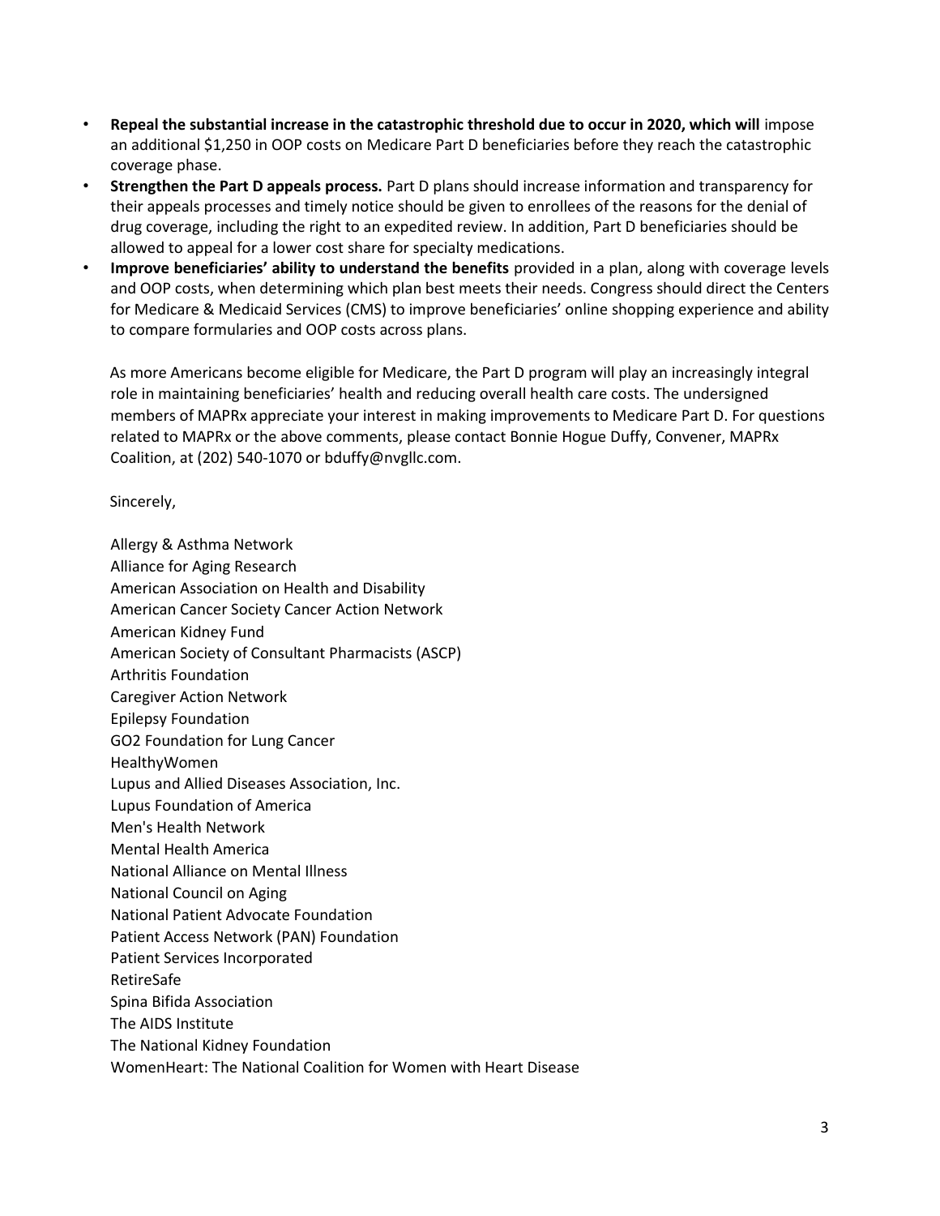- **Repeal the substantial increase in the catastrophic threshold due to occur in 2020, which will** impose an additional $1,250 in OOP costs on Medicare Part D beneficiaries before they reach the catastrophic coverage phase.
- **Strengthen the Part D appeals process.** Part D plans should increase information and transparency for their appeals processes and timely notice should be given to enrollees of the reasons for the denial of drug coverage, including the right to an expedited review. In addition, Part D beneficiaries should be allowed to appeal for a lower cost share for specialty medications.
- **Improve beneficiaries' ability to understand the benefits** provided in a plan, along with coverage levels and OOP costs, when determining which plan best meets their needs. Congress should direct the Centers for Medicare & Medicaid Services (CMS) to improve beneficiaries' online shopping experience and ability to compare formularies and OOP costs across plans.

As more Americans become eligible for Medicare, the Part D program will play an increasingly integral role in maintaining beneficiaries' health and reducing overall health care costs. The undersigned members of MAPRx appreciate your interest in making improvements to Medicare Part D. For questions related to MAPRx or the above comments, please contact Bonnie Hogue Duffy, Convener, MAPRx Coalition, at (202) 540-1070 or bduffy@nvgllc.com.

Sincerely,

Allergy & Asthma Network
Alliance for Aging Research
American Association on Health and Disability
American Cancer Society Cancer Action Network
American Kidney Fund
American Society of Consultant Pharmacists (ASCP)
Arthritis Foundation
Caregiver Action Network
Epilepsy Foundation
GO2 Foundation for Lung Cancer
HealthyWomen
Lupus and Allied Diseases Association, Inc.
Lupus Foundation of America
Men's Health Network
Mental Health America
National Alliance on Mental Illness
National Council on Aging
National Patient Advocate Foundation
Patient Access Network (PAN) Foundation
Patient Services Incorporated
RetireSafe
Spina Bifida Association
The AIDS Institute
The National Kidney Foundation
WomenHeart: The National Coalition for Women with Heart Disease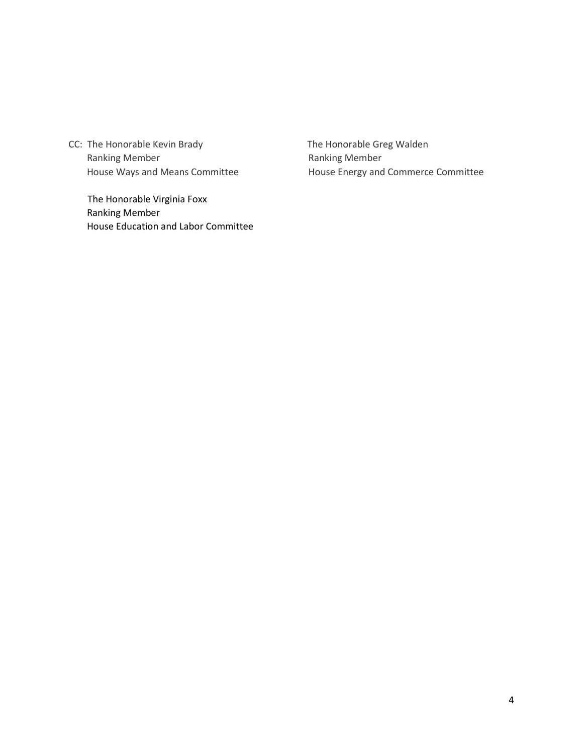CC: The Honorable Kevin Brady
Ranking Member
House Ways and Means Committee

The Honorable Greg Walden
Ranking Member
House Energy and Commerce Committee

The Honorable Virginia Foxx
Ranking Member
House Education and Labor Committee